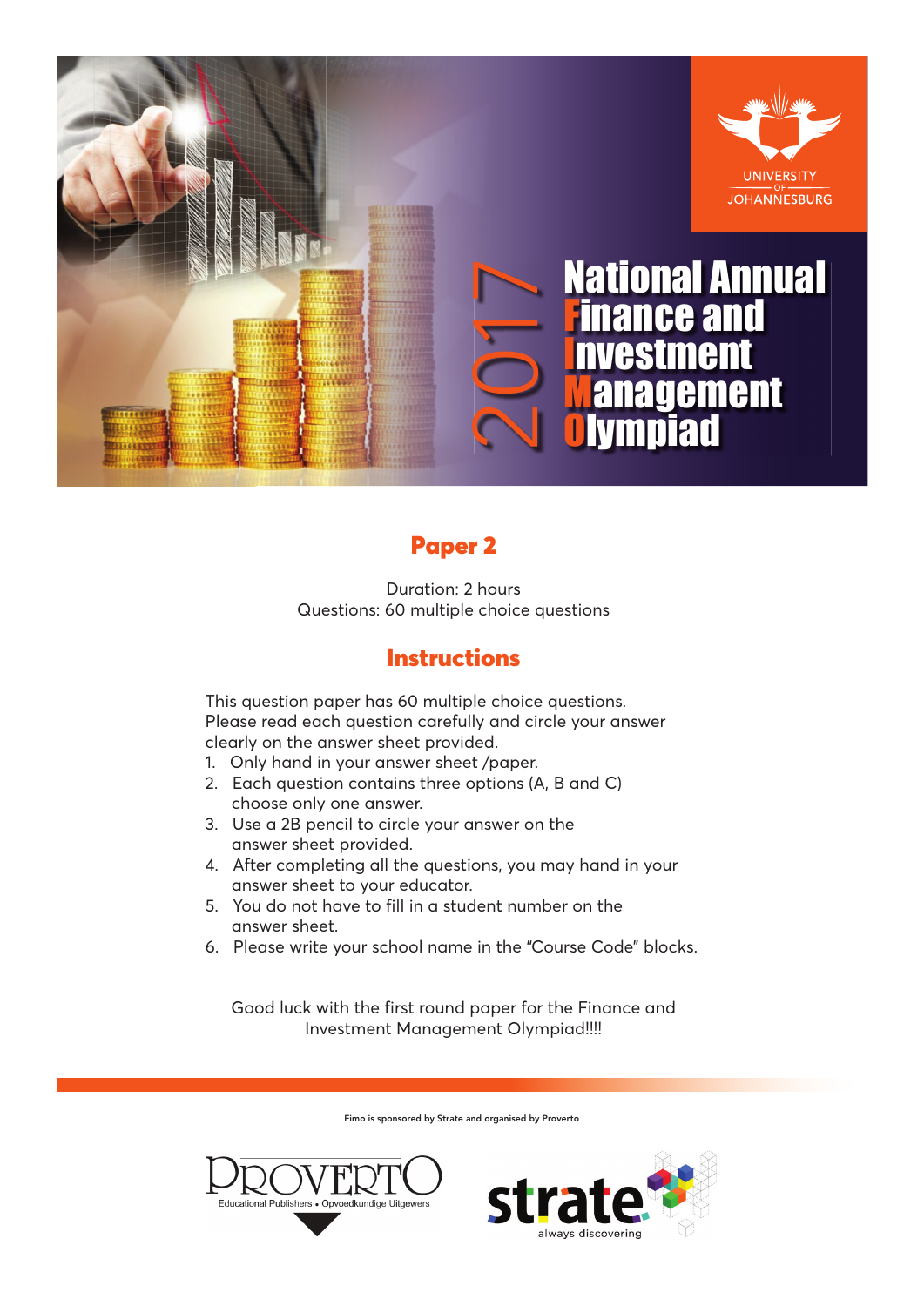UNIVERSITY OF JOHANNESBURG

# 2017 National Annual Finance and Investment Management Olympiad

## Paper 2

Duration: 2 hours
Questions: 60 multiple choice questions

## Instructions

This question paper has 60 multiple choice questions. Please read each question carefully and circle your answer clearly on the answer sheet provided.

1. Only hand in your answer sheet /paper.
2. Each question contains three options (A, B and C) choose only one answer.
3. Use a 2B pencil to circle your answer on the answer sheet provided.
4. After completing all the questions, you may hand in your answer sheet to your educator.
5. You do not have to fill in a student number on the answer sheet.
6. Please write your school name in the "Course Code" blocks.

Good luck with the first round paper for the Finance and Investment Management Olympiad!!!!

Fimo is sponsored by Strate and organised by Proverto

PROVERTO Educational Publishers • Opvoedkundige Uitgewers

strate. always discovering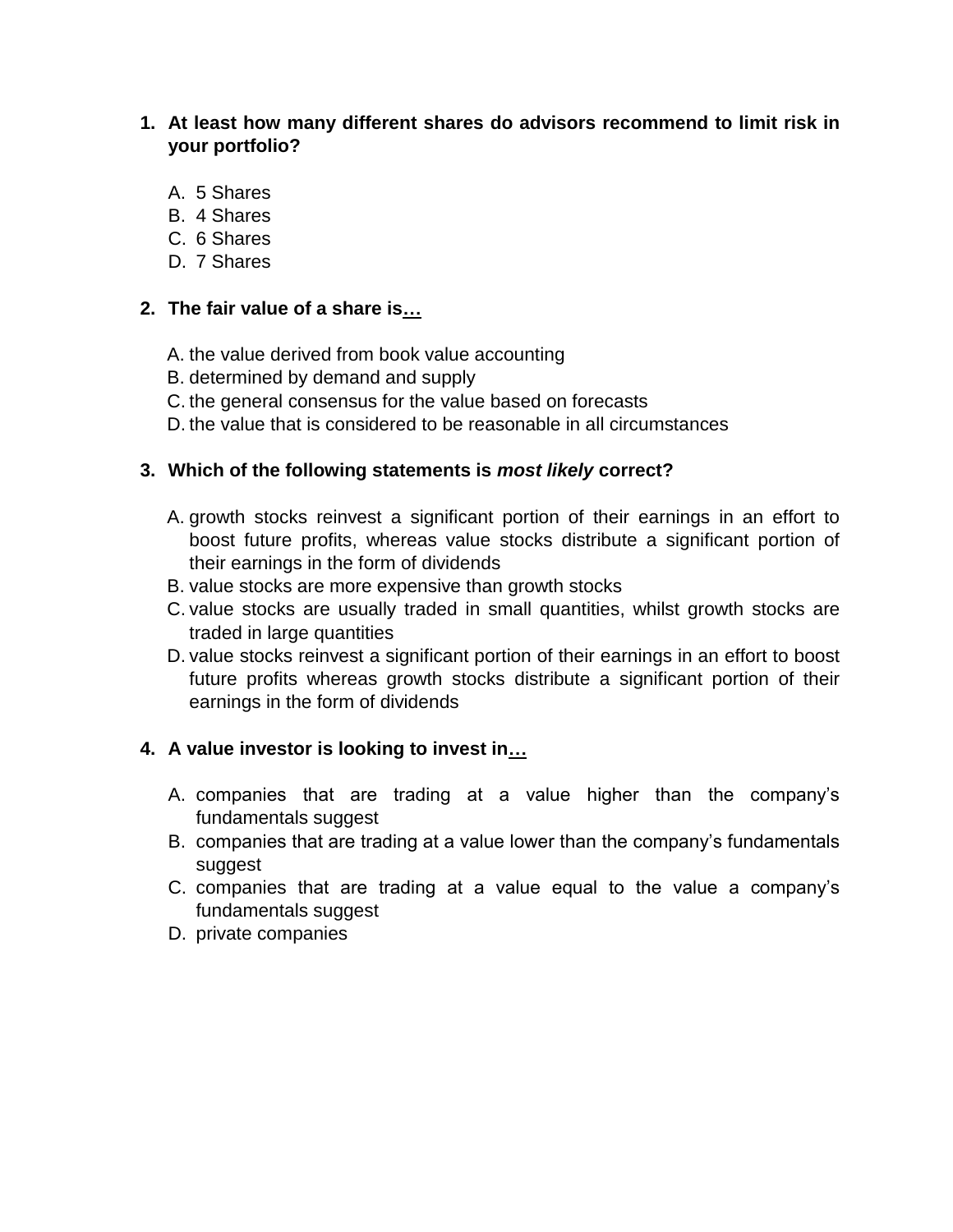1. **At least how many different shares do advisors recommend to limit risk in your portfolio?**

   A. 5 Shares
   B. 4 Shares
   C. 6 Shares
   D. 7 Shares

2. **The fair value of a share is…**

   A. the value derived from book value accounting
   B. determined by demand and supply
   C. the general consensus for the value based on forecasts
   D. the value that is considered to be reasonable in all circumstances

3. **Which of the following statements is *most likely* correct?**

   A. growth stocks reinvest a significant portion of their earnings in an effort to boost future profits, whereas value stocks distribute a significant portion of their earnings in the form of dividends
   B. value stocks are more expensive than growth stocks
   C. value stocks are usually traded in small quantities, whilst growth stocks are traded in large quantities
   D. value stocks reinvest a significant portion of their earnings in an effort to boost future profits whereas growth stocks distribute a significant portion of their earnings in the form of dividends

4. **A value investor is looking to invest in…**

   A. companies that are trading at a value higher than the company's fundamentals suggest
   B. companies that are trading at a value lower than the company's fundamentals suggest
   C. companies that are trading at a value equal to the value a company's fundamentals suggest
   D. private companies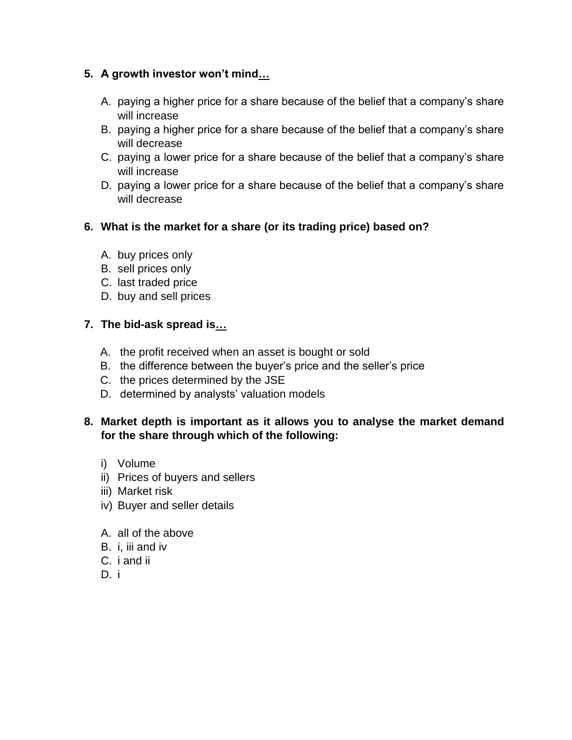**5. A growth investor won't mind…**

A. paying a higher price for a share because of the belief that a company's share will increase
B. paying a higher price for a share because of the belief that a company's share will decrease
C. paying a lower price for a share because of the belief that a company's share will increase
D. paying a lower price for a share because of the belief that a company's share will decrease

**6. What is the market for a share (or its trading price) based on?**

A. buy prices only
B. sell prices only
C. last traded price
D. buy and sell prices

**7. The bid-ask spread is…**

A. the profit received when an asset is bought or sold
B. the difference between the buyer's price and the seller's price
C. the prices determined by the JSE
D. determined by analysts' valuation models

**8. Market depth is important as it allows you to analyse the market demand for the share through which of the following:**

i) Volume
ii) Prices of buyers and sellers
iii) Market risk
iv) Buyer and seller details

A. all of the above
B. i, iii and iv
C. i and ii
D. i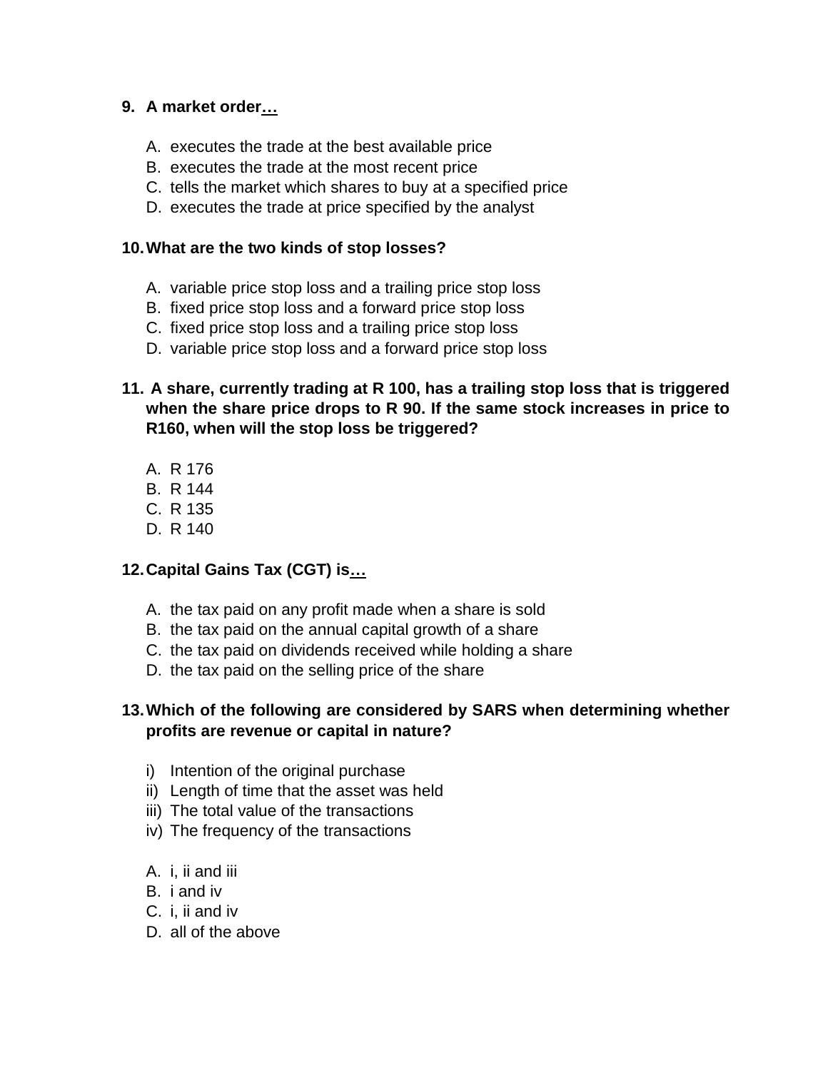**9. A market order…**

A. executes the trade at the best available price
B. executes the trade at the most recent price
C. tells the market which shares to buy at a specified price
D. executes the trade at price specified by the analyst

**10. What are the two kinds of stop losses?**

A. variable price stop loss and a trailing price stop loss
B. fixed price stop loss and a forward price stop loss
C. fixed price stop loss and a trailing price stop loss
D. variable price stop loss and a forward price stop loss

**11. A share, currently trading at R 100, has a trailing stop loss that is triggered when the share price drops to R 90. If the same stock increases in price to R160, when will the stop loss be triggered?**

A. R 176
B. R 144
C. R 135
D. R 140

**12. Capital Gains Tax (CGT) is…**

A. the tax paid on any profit made when a share is sold
B. the tax paid on the annual capital growth of a share
C. the tax paid on dividends received while holding a share
D. the tax paid on the selling price of the share

**13. Which of the following are considered by SARS when determining whether profits are revenue or capital in nature?**

i) Intention of the original purchase
ii) Length of time that the asset was held
iii) The total value of the transactions
iv) The frequency of the transactions

A. i, ii and iii
B. i and iv
C. i, ii and iv
D. all of the above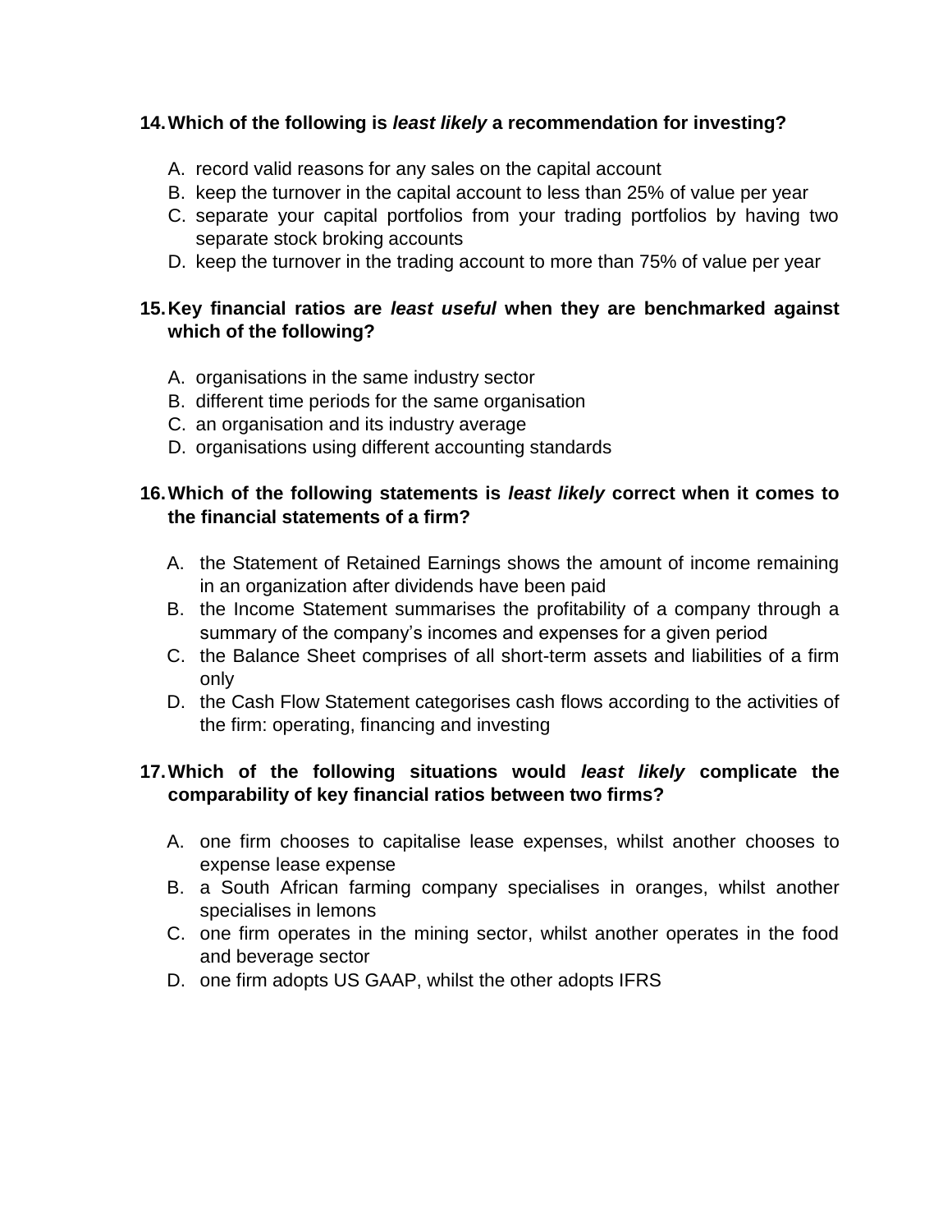**14. Which of the following is *least likely* a recommendation for investing?**

A. record valid reasons for any sales on the capital account
B. keep the turnover in the capital account to less than 25% of value per year
C. separate your capital portfolios from your trading portfolios by having two separate stock broking accounts
D. keep the turnover in the trading account to more than 75% of value per year

**15. Key financial ratios are *least useful* when they are benchmarked against which of the following?**

A. organisations in the same industry sector
B. different time periods for the same organisation
C. an organisation and its industry average
D. organisations using different accounting standards

**16. Which of the following statements is *least likely* correct when it comes to the financial statements of a firm?**

A. the Statement of Retained Earnings shows the amount of income remaining in an organization after dividends have been paid
B. the Income Statement summarises the profitability of a company through a summary of the company's incomes and expenses for a given period
C. the Balance Sheet comprises of all short-term assets and liabilities of a firm only
D. the Cash Flow Statement categorises cash flows according to the activities of the firm: operating, financing and investing

**17. Which of the following situations would *least likely* complicate the comparability of key financial ratios between two firms?**

A. one firm chooses to capitalise lease expenses, whilst another chooses to expense lease expense
B. a South African farming company specialises in oranges, whilst another specialises in lemons
C. one firm operates in the mining sector, whilst another operates in the food and beverage sector
D. one firm adopts US GAAP, whilst the other adopts IFRS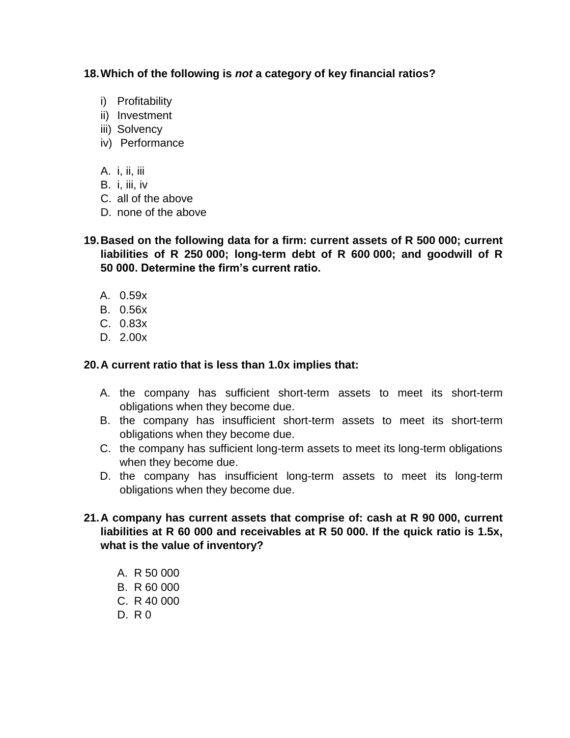**18. Which of the following is *not* a category of key financial ratios?**

i) Profitability
ii) Investment
iii) Solvency
iv) Performance

A. i, ii, iii
B. i, iii, iv
C. all of the above
D. none of the above

**19. Based on the following data for a firm: current assets of R 500 000; current liabilities of R 250 000; long-term debt of R 600 000; and goodwill of R 50 000. Determine the firm's current ratio.**

A. 0.59x
B. 0.56x
C. 0.83x
D. 2.00x

**20. A current ratio that is less than 1.0x implies that:**

A. the company has sufficient short-term assets to meet its short-term obligations when they become due.
B. the company has insufficient short-term assets to meet its short-term obligations when they become due.
C. the company has sufficient long-term assets to meet its long-term obligations when they become due.
D. the company has insufficient long-term assets to meet its long-term obligations when they become due.

**21. A company has current assets that comprise of: cash at R 90 000, current liabilities at R 60 000 and receivables at R 50 000. If the quick ratio is 1.5x, what is the value of inventory?**

A. R 50 000
B. R 60 000
C. R 40 000
D. R 0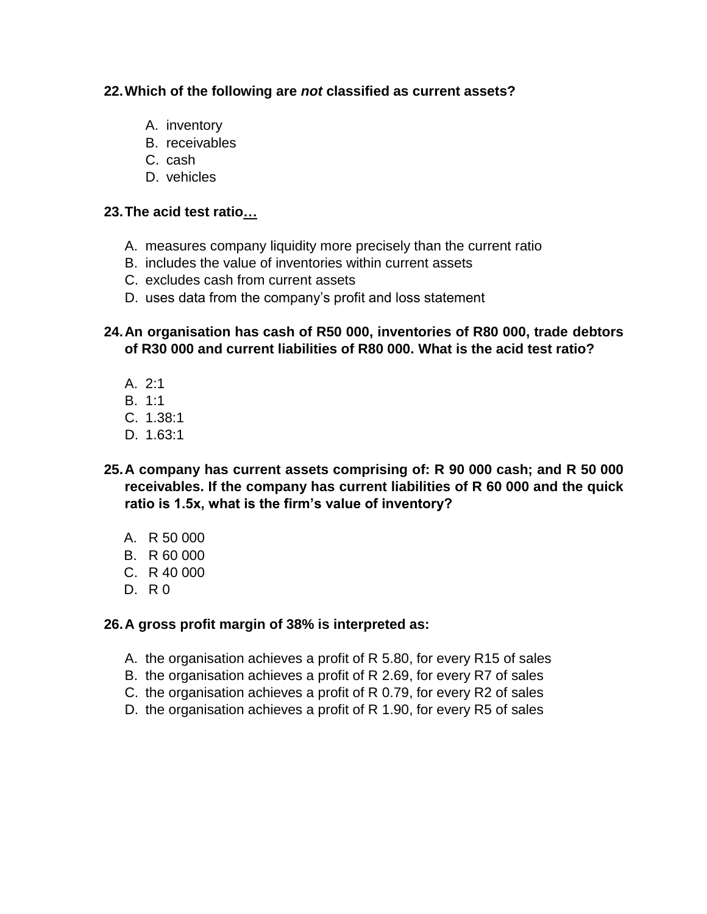**22. Which of the following are *not* classified as current assets?**

A. inventory
B. receivables
C. cash
D. vehicles

**23. The acid test ratio…**

A. measures company liquidity more precisely than the current ratio
B. includes the value of inventories within current assets
C. excludes cash from current assets
D. uses data from the company's profit and loss statement

**24. An organisation has cash of R50 000, inventories of R80 000, trade debtors of R30 000 and current liabilities of R80 000. What is the acid test ratio?**

A. 2:1
B. 1:1
C. 1.38:1
D. 1.63:1

**25. A company has current assets comprising of: R 90 000 cash; and R 50 000 receivables. If the company has current liabilities of R 60 000 and the quick ratio is 1.5x, what is the firm's value of inventory?**

A. R 50 000
B. R 60 000
C. R 40 000
D. R 0

**26. A gross profit margin of 38% is interpreted as:**

A. the organisation achieves a profit of R 5.80, for every R15 of sales
B. the organisation achieves a profit of R 2.69, for every R7 of sales
C. the organisation achieves a profit of R 0.79, for every R2 of sales
D. the organisation achieves a profit of R 1.90, for every R5 of sales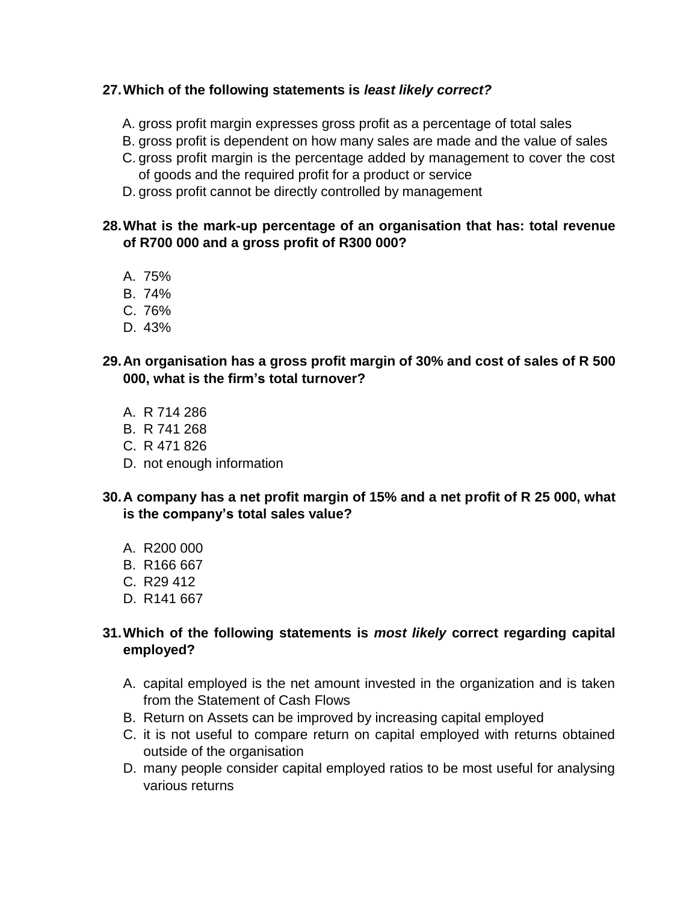**27. Which of the following statements is *least likely correct?***

A. gross profit margin expresses gross profit as a percentage of total sales
B. gross profit is dependent on how many sales are made and the value of sales
C. gross profit margin is the percentage added by management to cover the cost of goods and the required profit for a product or service
D. gross profit cannot be directly controlled by management

**28. What is the mark-up percentage of an organisation that has: total revenue of R700 000 and a gross profit of R300 000?**

A. 75%
B. 74%
C. 76%
D. 43%

**29. An organisation has a gross profit margin of 30% and cost of sales of R 500 000, what is the firm's total turnover?**

A. R 714 286
B. R 741 268
C. R 471 826
D. not enough information

**30. A company has a net profit margin of 15% and a net profit of R 25 000, what is the company's total sales value?**

A. R200 000
B. R166 667
C. R29 412
D. R141 667

**31. Which of the following statements is *most likely* correct regarding capital employed?**

A. capital employed is the net amount invested in the organization and is taken from the Statement of Cash Flows
B. Return on Assets can be improved by increasing capital employed
C. it is not useful to compare return on capital employed with returns obtained outside of the organisation
D. many people consider capital employed ratios to be most useful for analysing various returns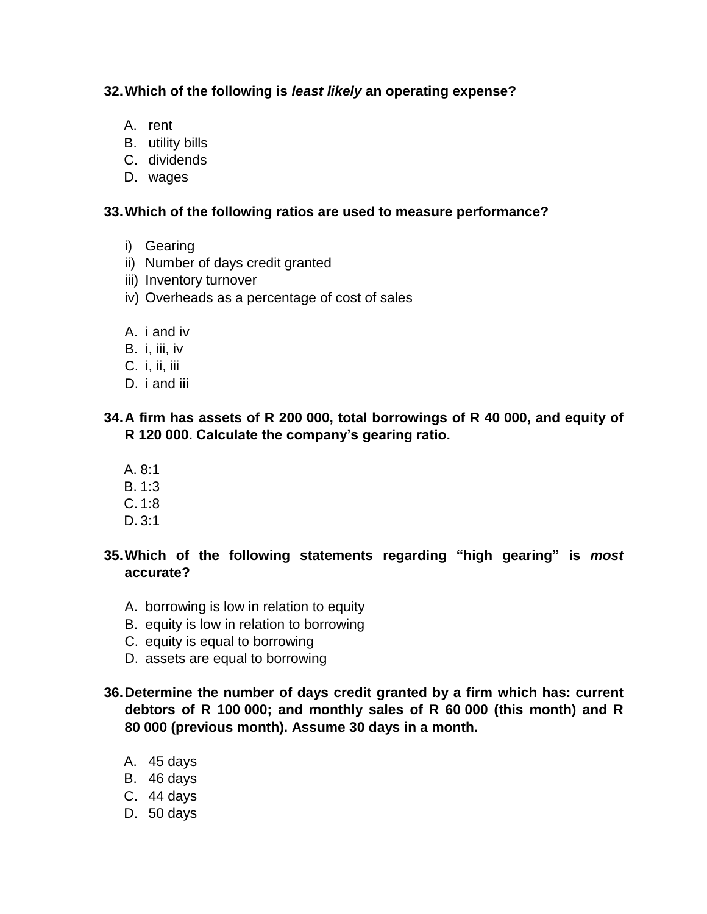**32. Which of the following is *least likely* an operating expense?**

A. rent
B. utility bills
C. dividends
D. wages

**33. Which of the following ratios are used to measure performance?**

i) Gearing
ii) Number of days credit granted
iii) Inventory turnover
iv) Overheads as a percentage of cost of sales

A. i and iv
B. i, iii, iv
C. i, ii, iii
D. i and iii

**34. A firm has assets of R 200 000, total borrowings of R 40 000, and equity of R 120 000. Calculate the company's gearing ratio.**

A. 8:1
B. 1:3
C. 1:8
D. 3:1

**35. Which of the following statements regarding "high gearing" is *most* accurate?**

A. borrowing is low in relation to equity
B. equity is low in relation to borrowing
C. equity is equal to borrowing
D. assets are equal to borrowing

**36. Determine the number of days credit granted by a firm which has: current debtors of R 100 000; and monthly sales of R 60 000 (this month) and R 80 000 (previous month). Assume 30 days in a month.**

A. 45 days
B. 46 days
C. 44 days
D. 50 days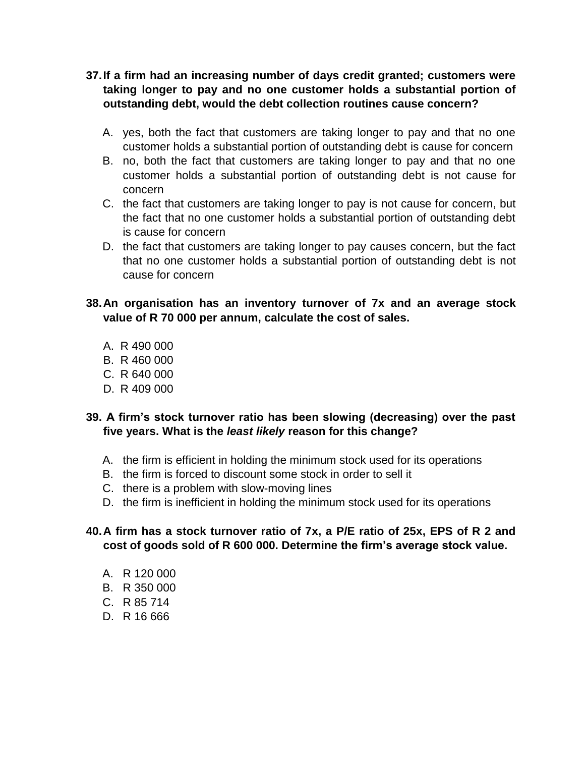**37. If a firm had an increasing number of days credit granted; customers were taking longer to pay and no one customer holds a substantial portion of outstanding debt, would the debt collection routines cause concern?**

A. yes, both the fact that customers are taking longer to pay and that no one customer holds a substantial portion of outstanding debt is cause for concern
B. no, both the fact that customers are taking longer to pay and that no one customer holds a substantial portion of outstanding debt is not cause for concern
C. the fact that customers are taking longer to pay is not cause for concern, but the fact that no one customer holds a substantial portion of outstanding debt is cause for concern
D. the fact that customers are taking longer to pay causes concern, but the fact that no one customer holds a substantial portion of outstanding debt is not cause for concern

**38. An organisation has an inventory turnover of 7x and an average stock value of R 70 000 per annum, calculate the cost of sales.**

A. R 490 000
B. R 460 000
C. R 640 000
D. R 409 000

**39. A firm's stock turnover ratio has been slowing (decreasing) over the past five years. What is the *least likely* reason for this change?**

A. the firm is efficient in holding the minimum stock used for its operations
B. the firm is forced to discount some stock in order to sell it
C. there is a problem with slow-moving lines
D. the firm is inefficient in holding the minimum stock used for its operations

**40. A firm has a stock turnover ratio of 7x, a P/E ratio of 25x, EPS of R 2 and cost of goods sold of R 600 000. Determine the firm's average stock value.**

A. R 120 000
B. R 350 000
C. R 85 714
D. R 16 666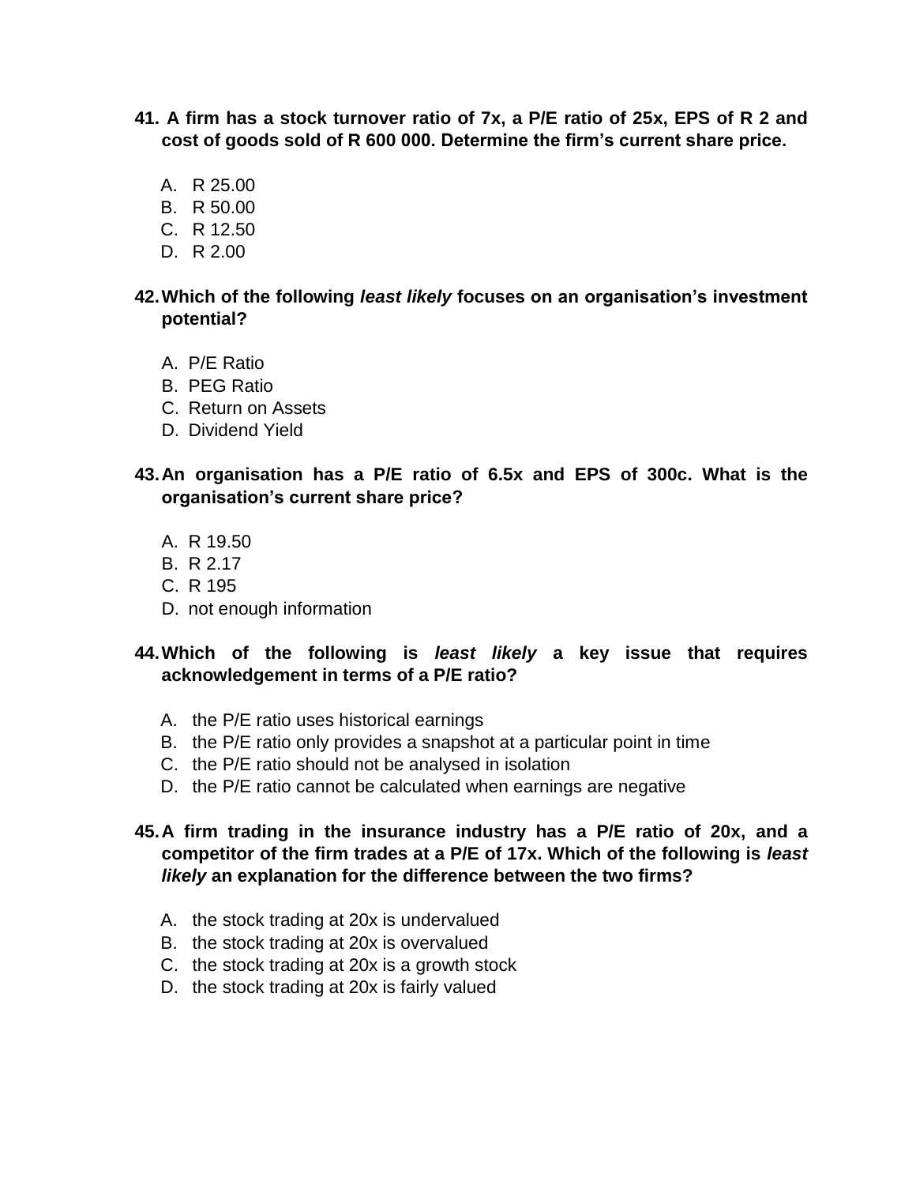**41. A firm has a stock turnover ratio of 7x, a P/E ratio of 25x, EPS of R 2 and cost of goods sold of R 600 000. Determine the firm's current share price.**

A. R 25.00
B. R 50.00
C. R 12.50
D. R 2.00

**42. Which of the following *least likely* focuses on an organisation's investment potential?**

A. P/E Ratio
B. PEG Ratio
C. Return on Assets
D. Dividend Yield

**43. An organisation has a P/E ratio of 6.5x and EPS of 300c. What is the organisation's current share price?**

A. R 19.50
B. R 2.17
C. R 195
D. not enough information

**44. Which of the following is *least likely* a key issue that requires acknowledgement in terms of a P/E ratio?**

A. the P/E ratio uses historical earnings
B. the P/E ratio only provides a snapshot at a particular point in time
C. the P/E ratio should not be analysed in isolation
D. the P/E ratio cannot be calculated when earnings are negative

**45. A firm trading in the insurance industry has a P/E ratio of 20x, and a competitor of the firm trades at a P/E of 17x. Which of the following is *least likely* an explanation for the difference between the two firms?**

A. the stock trading at 20x is undervalued
B. the stock trading at 20x is overvalued
C. the stock trading at 20x is a growth stock
D. the stock trading at 20x is fairly valued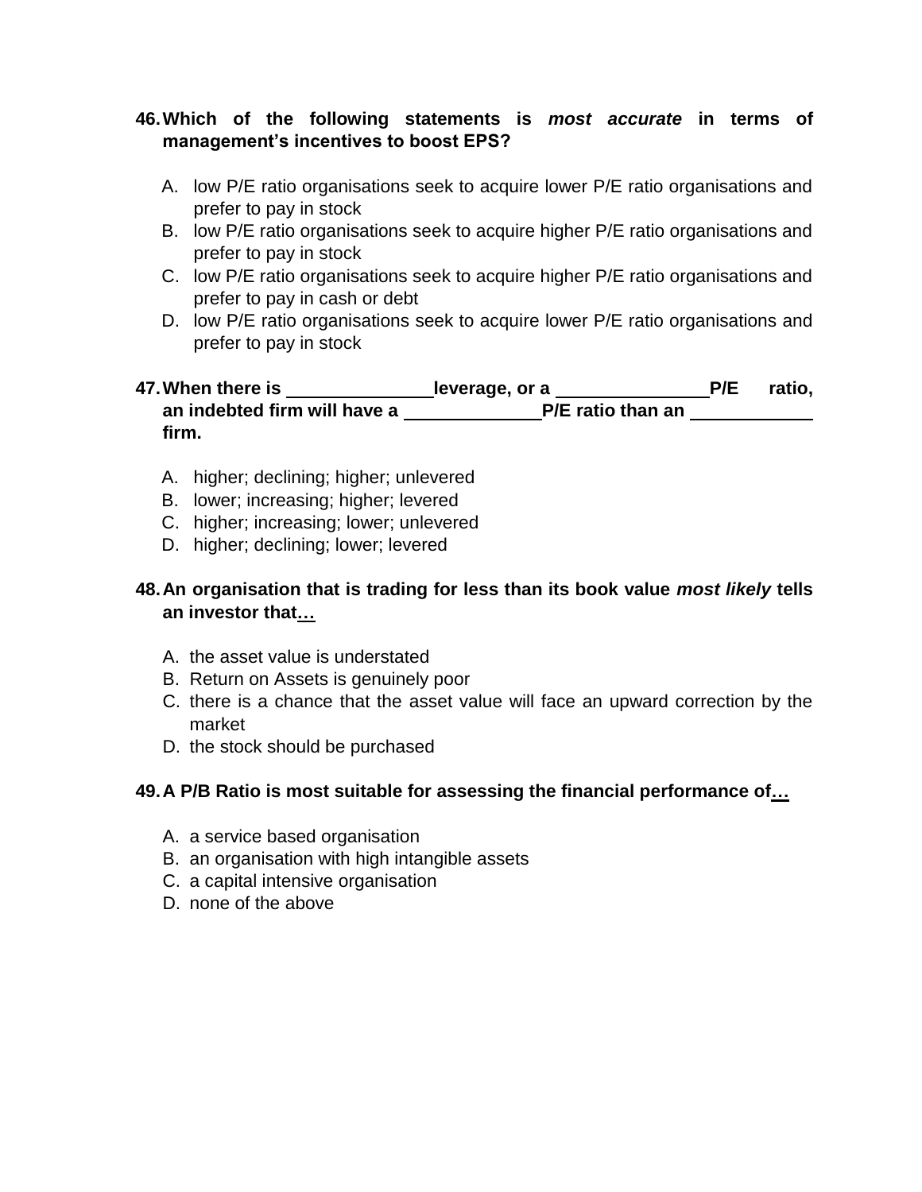46. **Which of the following statements is *most accurate* in terms of management's incentives to boost EPS?**

    A. low P/E ratio organisations seek to acquire lower P/E ratio organisations and prefer to pay in stock
    B. low P/E ratio organisations seek to acquire higher P/E ratio organisations and prefer to pay in stock
    C. low P/E ratio organisations seek to acquire higher P/E ratio organisations and prefer to pay in cash or debt
    D. low P/E ratio organisations seek to acquire lower P/E ratio organisations and prefer to pay in stock

47. **When there is \_\_\_\_\_\_\_\_\_\_\_\_\_\_\_leverage, or a \_\_\_\_\_\_\_\_\_\_\_\_\_\_\_P/E ratio, an indebted firm will have a \_\_\_\_\_\_\_\_\_\_\_\_\_\_P/E ratio than an \_\_\_\_\_\_\_\_\_\_\_\_ firm.**

    A. higher; declining; higher; unlevered
    B. lower; increasing; higher; levered
    C. higher; increasing; lower; unlevered
    D. higher; declining; lower; levered

48. **An organisation that is trading for less than its book value *most likely* tells an investor that…**

    A. the asset value is understated
    B. Return on Assets is genuinely poor
    C. there is a chance that the asset value will face an upward correction by the market
    D. the stock should be purchased

49. **A P/B Ratio is most suitable for assessing the financial performance of…**

    A. a service based organisation
    B. an organisation with high intangible assets
    C. a capital intensive organisation
    D. none of the above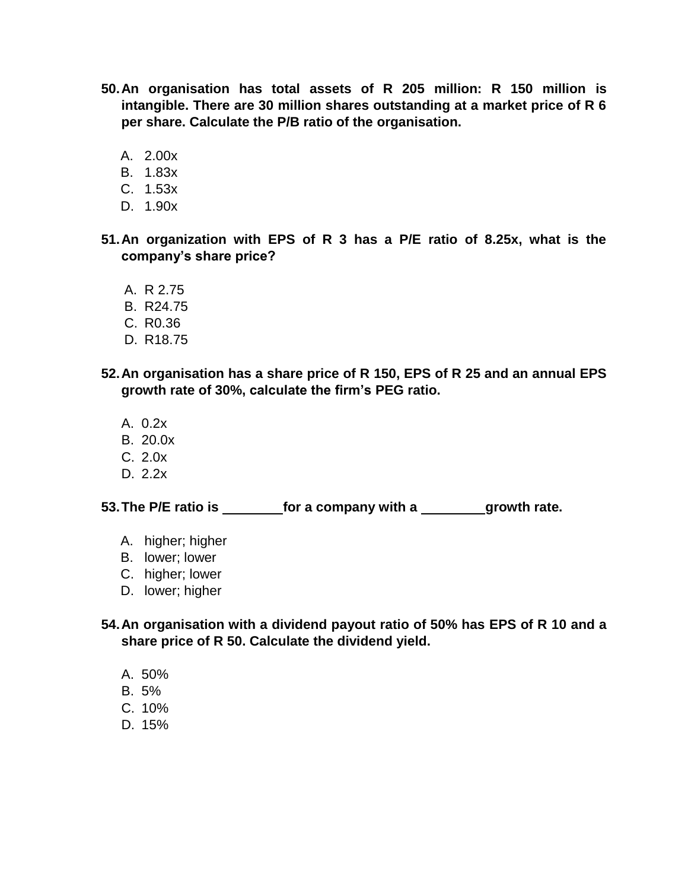50. **An organisation has total assets of R 205 million: R 150 million is intangible. There are 30 million shares outstanding at a market price of R 6 per share. Calculate the P/B ratio of the organisation.**

    A. 2.00x
    B. 1.83x
    C. 1.53x
    D. 1.90x

51. **An organization with EPS of R 3 has a P/E ratio of 8.25x, what is the company's share price?**

    A. R 2.75
    B. R24.75
    C. R0.36
    D. R18.75

52. **An organisation has a share price of R 150, EPS of R 25 and an annual EPS growth rate of 30%, calculate the firm's PEG ratio.**

    A. 0.2x
    B. 20.0x
    C. 2.0x
    D. 2.2x

53. **The P/E ratio is \_\_\_\_\_\_\_\_ for a company with a \_\_\_\_\_\_\_\_ growth rate.**

    A. higher; higher
    B. lower; lower
    C. higher; lower
    D. lower; higher

54. **An organisation with a dividend payout ratio of 50% has EPS of R 10 and a share price of R 50. Calculate the dividend yield.**

    A. 50%
    B. 5%
    C. 10%
    D. 15%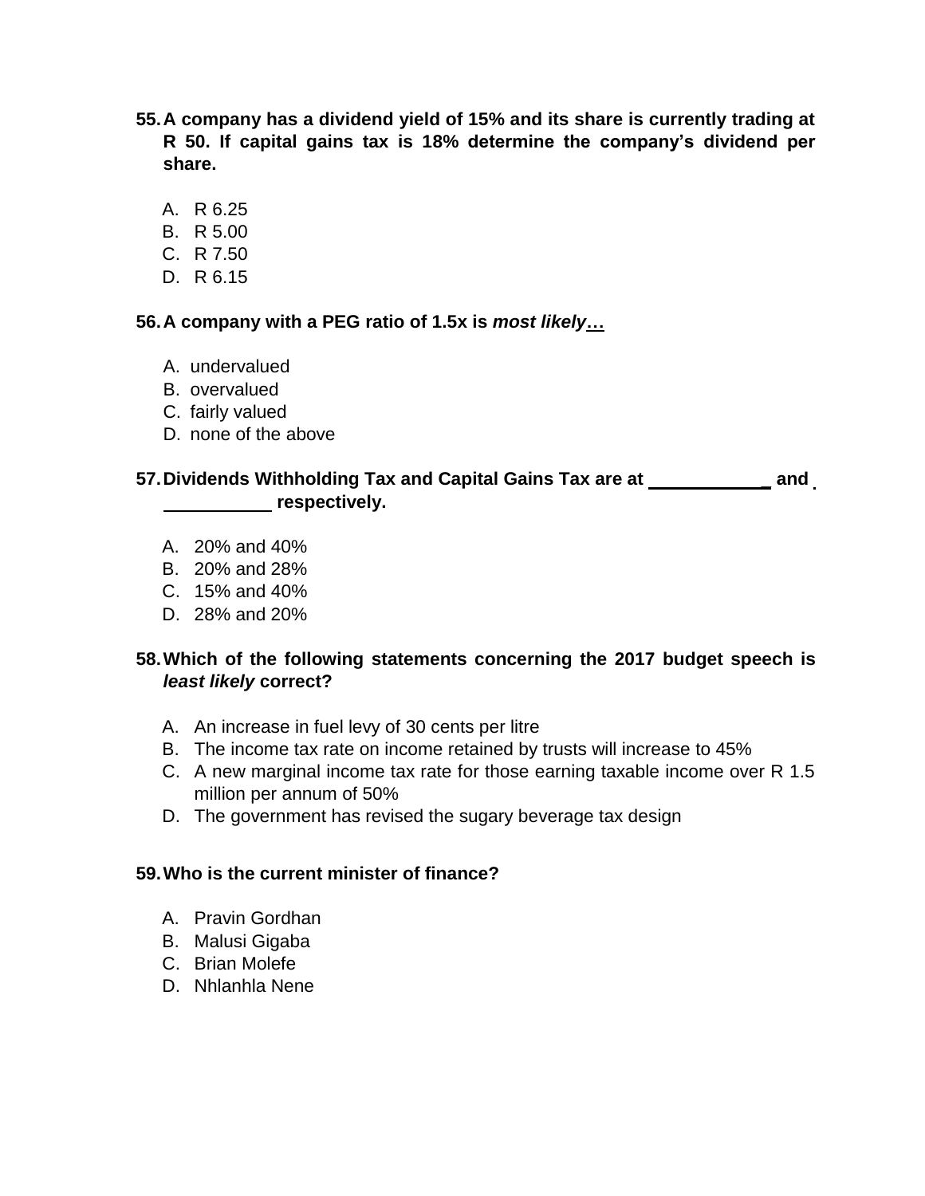**55. A company has a dividend yield of 15% and its share is currently trading at R 50. If capital gains tax is 18% determine the company's dividend per share.**

A. R 6.25
B. R 5.00
C. R 7.50
D. R 6.15

**56. A company with a PEG ratio of 1.5x is *most likely*…**

A. undervalued
B. overvalued
C. fairly valued
D. none of the above

**57. Dividends Withholding Tax and Capital Gains Tax are at ____________ and ___________ respectively.**

A. 20% and 40%
B. 20% and 28%
C. 15% and 40%
D. 28% and 20%

**58. Which of the following statements concerning the 2017 budget speech is *least likely* correct?**

A. An increase in fuel levy of 30 cents per litre
B. The income tax rate on income retained by trusts will increase to 45%
C. A new marginal income tax rate for those earning taxable income over R 1.5 million per annum of 50%
D. The government has revised the sugary beverage tax design

**59. Who is the current minister of finance?**

A. Pravin Gordhan
B. Malusi Gigaba
C. Brian Molefe
D. Nhlanhla Nene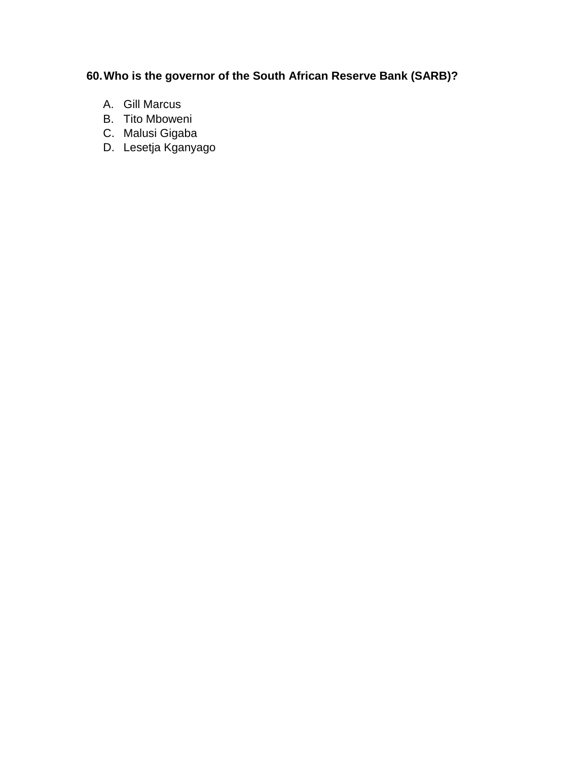**60. Who is the governor of the South African Reserve Bank (SARB)?**

A. Gill Marcus
B. Tito Mboweni
C. Malusi Gigaba
D. Lesetja Kganyago